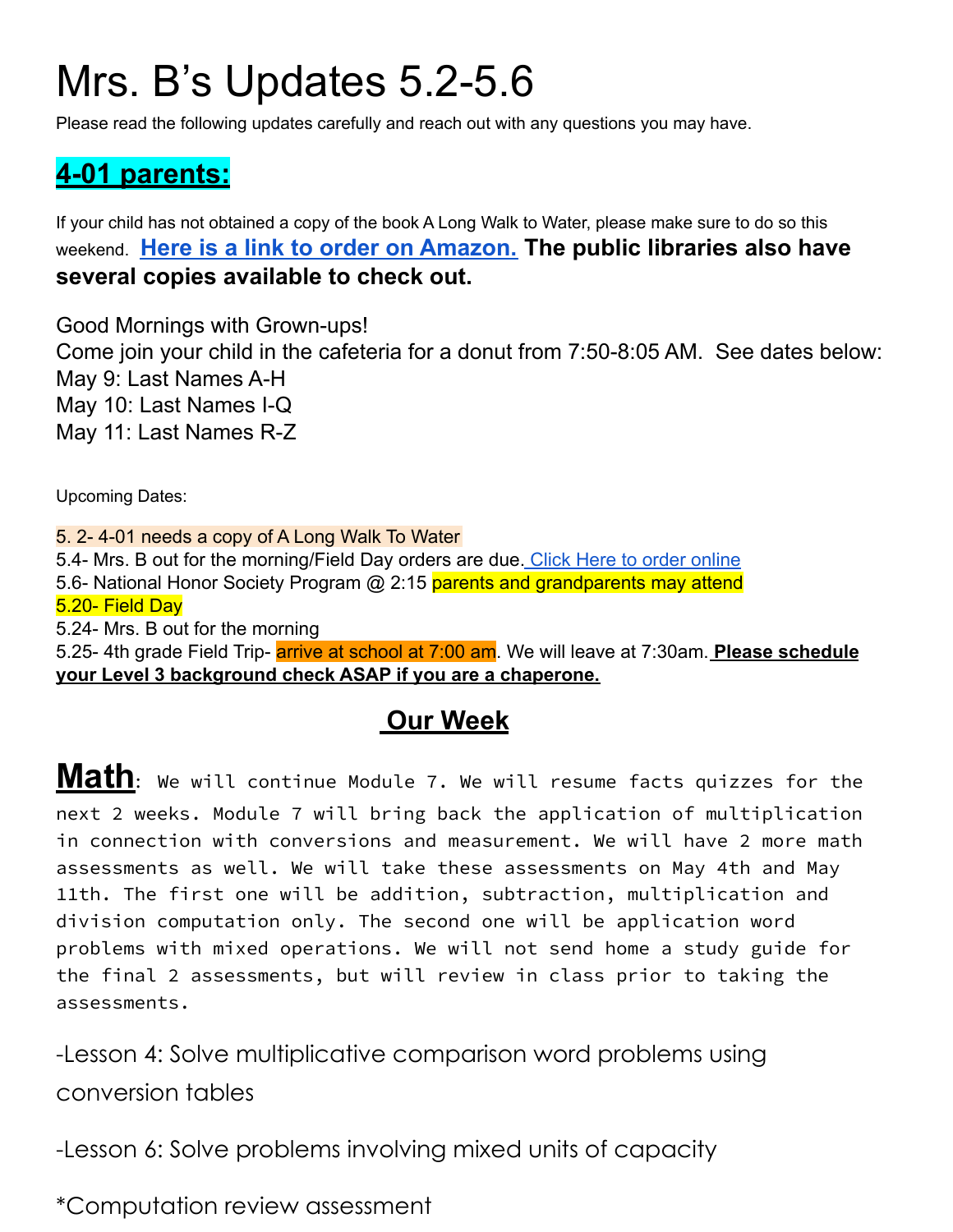# Mrs. B's Updates 5.2-5.6

Please read the following updates carefully and reach out with any questions you may have.

## 4-01 parents:

If your child has not obtained a copy of the book A Long Walk to Water, please make sure to do so this weekend. **Here is a link to order on Amazon.** **The public libraries also have several copies available to check out.**

Good Mornings with Grown-ups!
Come join your child in the cafeteria for a donut from 7:50-8:05 AM. See dates below:
May 9: Last Names A-H
May 10: Last Names I-Q
May 11: Last Names R-Z

Upcoming Dates:

5. 2- 4-01 needs a copy of A Long Walk To Water
5.4- Mrs. B out for the morning/Field Day orders are due. Click Here to order online
5.6- National Honor Society Program @ 2:15 parents and grandparents may attend
5.20- Field Day
5.24- Mrs. B out for the morning
5.25- 4th grade Field Trip- arrive at school at 7:00 am. We will leave at 7:30am. **Please schedule your Level 3 background check ASAP if you are a chaperone.**

## Our Week

**Math**: We will continue Module 7. We will resume facts quizzes for the next 2 weeks. Module 7 will bring back the application of multiplication in connection with conversions and measurement. We will have 2 more math assessments as well. We will take these assessments on May 4th and May 11th. The first one will be addition, subtraction, multiplication and division computation only. The second one will be application word problems with mixed operations. We will not send home a study guide for the final 2 assessments, but will review in class prior to taking the assessments.

-Lesson 4: Solve multiplicative comparison word problems using conversion tables

-Lesson 6: Solve problems involving mixed units of capacity

*Computation review assessment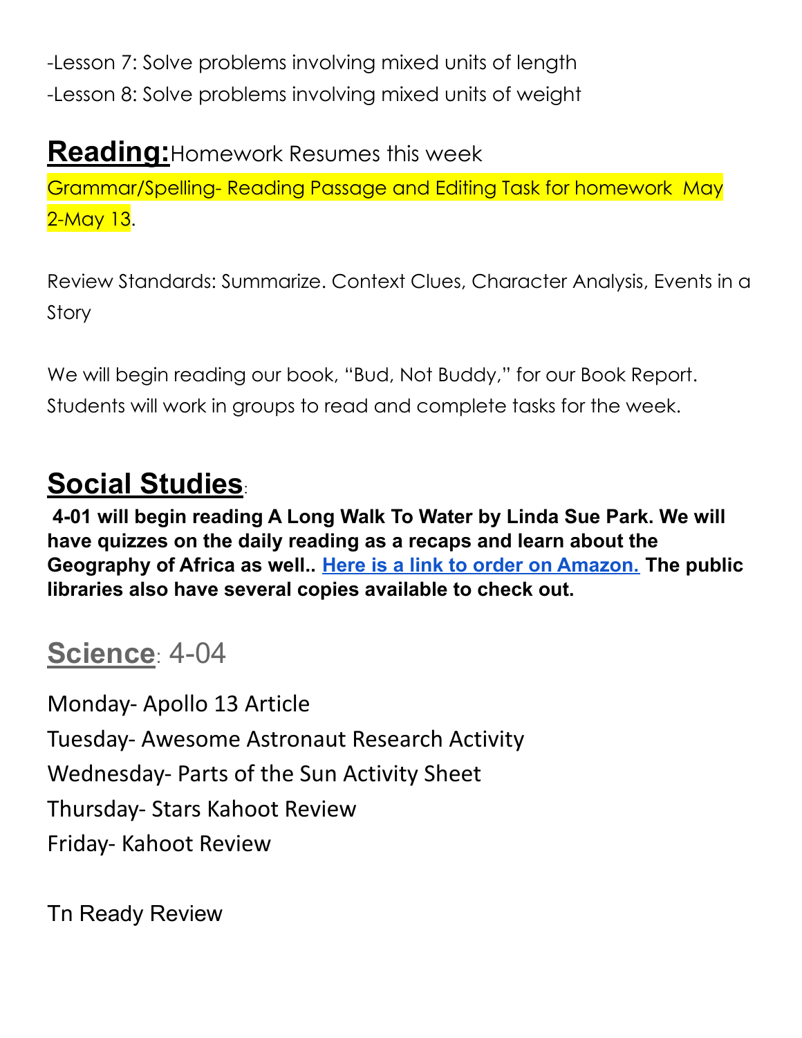-Lesson 7: Solve problems involving mixed units of length
-Lesson 8: Solve problems involving mixed units of weight

## **Reading:** Homework Resumes this week

Grammar/Spelling- Reading Passage and Editing Task for homework May 2-May 13.

Review Standards: Summarize. Context Clues, Character Analysis, Events in a Story

We will begin reading our book, "Bud, Not Buddy," for our Book Report. Students will work in groups to read and complete tasks for the week.

## **Social Studies**:

**4-01 will begin reading A Long Walk To Water by Linda Sue Park. We will have quizzes on the daily reading as a recaps and learn about the Geography of Africa as well.. Here is a link to order on Amazon. The public libraries also have several copies available to check out.**

## **Science**: 4-04

Monday- Apollo 13 Article
Tuesday- Awesome Astronaut Research Activity
Wednesday- Parts of the Sun Activity Sheet
Thursday- Stars Kahoot Review
Friday- Kahoot Review

Tn Ready Review